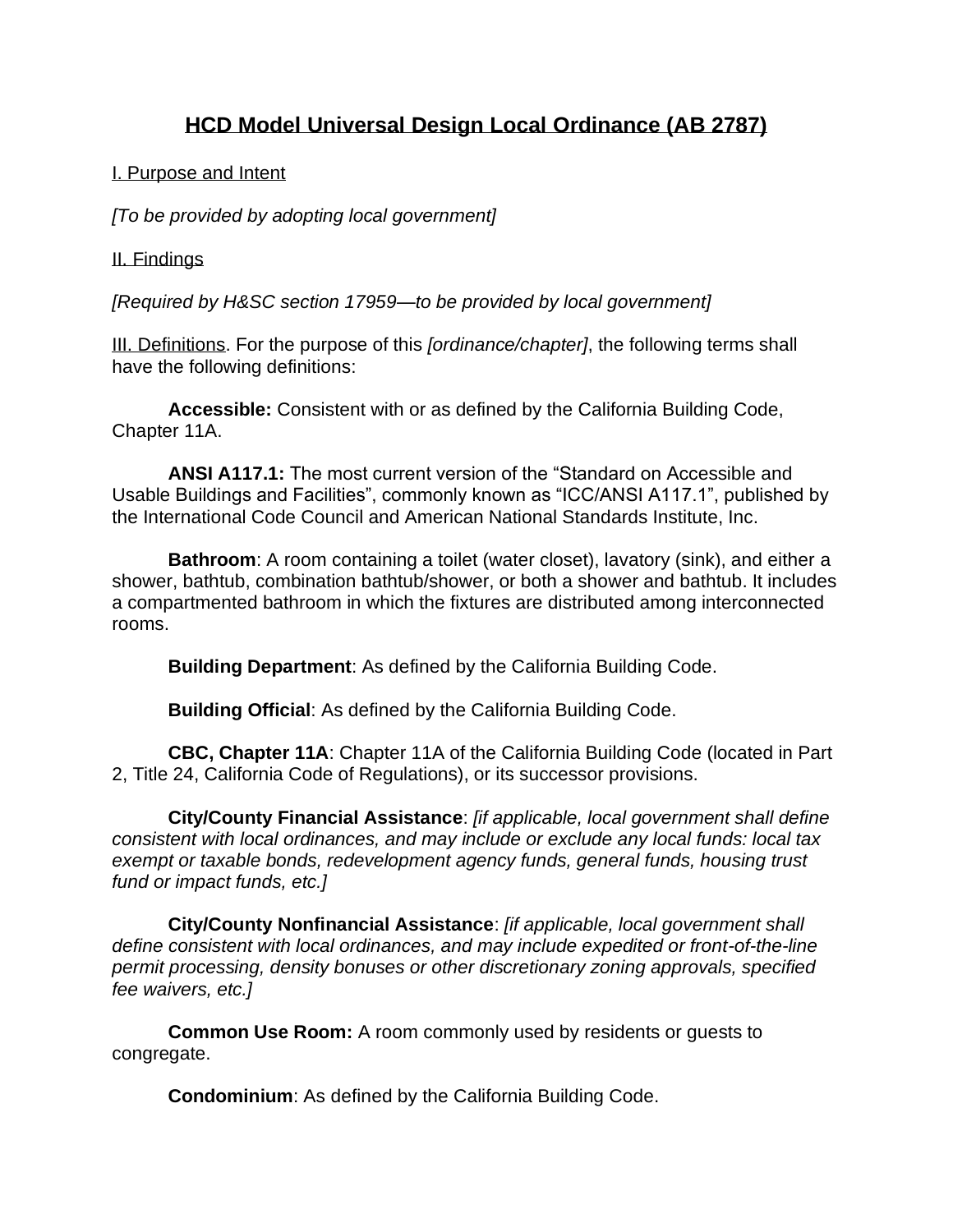# HCD Model Universal Design Local Ordinance (AB 2787)

I. Purpose and Intent

*[To be provided by adopting local government]*

II. Findings

*[Required by H&SC section 17959—to be provided by local government]*

III. Definitions. For the purpose of this *[ordinance/chapter]*, the following terms shall have the following definitions:

**Accessible:** Consistent with or as defined by the California Building Code, Chapter 11A.

**ANSI A117.1:** The most current version of the “Standard on Accessible and Usable Buildings and Facilities”, commonly known as “ICC/ANSI A117.1”, published by the International Code Council and American National Standards Institute, Inc.

**Bathroom**: A room containing a toilet (water closet), lavatory (sink), and either a shower, bathtub, combination bathtub/shower, or both a shower and bathtub. It includes a compartmented bathroom in which the fixtures are distributed among interconnected rooms.

**Building Department**: As defined by the California Building Code.

**Building Official**: As defined by the California Building Code.

**CBC, Chapter 11A**: Chapter 11A of the California Building Code (located in Part 2, Title 24, California Code of Regulations), or its successor provisions.

**City/County Financial Assistance**: *[if applicable, local government shall define consistent with local ordinances, and may include or exclude any local funds: local tax exempt or taxable bonds, redevelopment agency funds, general funds, housing trust fund or impact funds, etc.]*

**City/County Nonfinancial Assistance**: *[if applicable, local government shall define consistent with local ordinances, and may include expedited or front-of-the-line permit processing, density bonuses or other discretionary zoning approvals, specified fee waivers, etc.]*

**Common Use Room:** A room commonly used by residents or guests to congregate.

**Condominium**: As defined by the California Building Code.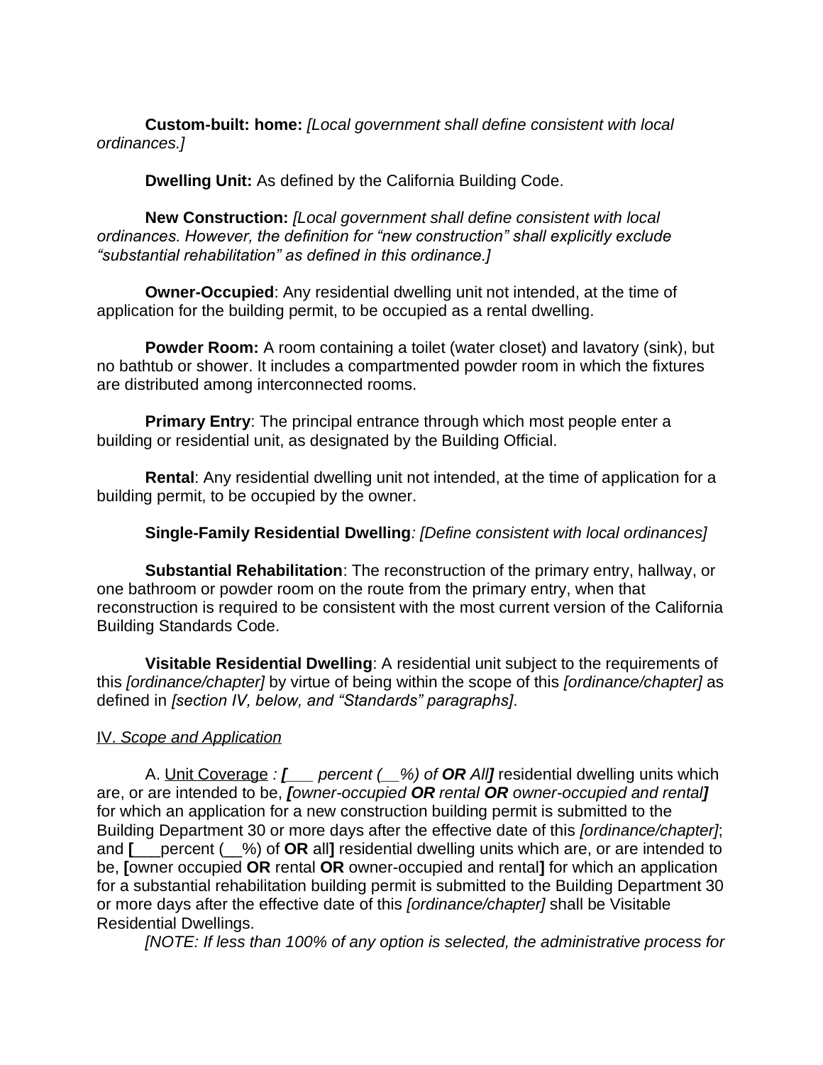**Custom-built: home:** *[Local government shall define consistent with local ordinances.]*

**Dwelling Unit:** As defined by the California Building Code.

**New Construction:** *[Local government shall define consistent with local ordinances. However, the definition for "new construction" shall explicitly exclude "substantial rehabilitation" as defined in this ordinance.]*

**Owner-Occupied**: Any residential dwelling unit not intended, at the time of application for the building permit, to be occupied as a rental dwelling.

**Powder Room:** A room containing a toilet (water closet) and lavatory (sink), but no bathtub or shower. It includes a compartmented powder room in which the fixtures are distributed among interconnected rooms.

**Primary Entry**: The principal entrance through which most people enter a building or residential unit, as designated by the Building Official.

**Rental**: Any residential dwelling unit not intended, at the time of application for a building permit, to be occupied by the owner.

**Single-Family Residential Dwelling***: [Define consistent with local ordinances]*

**Substantial Rehabilitation**: The reconstruction of the primary entry, hallway, or one bathroom or powder room on the route from the primary entry, when that reconstruction is required to be consistent with the most current version of the California Building Standards Code.

**Visitable Residential Dwelling**: A residential unit subject to the requirements of this *[ordinance/chapter]* by virtue of being within the scope of this *[ordinance/chapter]* as defined in *[section IV, below, and "Standards" paragraphs]*.

IV. *Scope and Application*

A. Unit Coverage *: **[**___ percent (__%) of **OR** All**]*** residential dwelling units which are, or are intended to be, ***[****owner-occupied **OR** rental **OR** owner-occupied and rental**]*** for which an application for a new construction building permit is submitted to the Building Department 30 or more days after the effective date of this *[ordinance/chapter]*; and **[**___percent (__%) of **OR** all**]** residential dwelling units which are, or are intended to be, **[**owner occupied **OR** rental **OR** owner-occupied and rental**]** for which an application for a substantial rehabilitation building permit is submitted to the Building Department 30 or more days after the effective date of this *[ordinance/chapter]* shall be Visitable Residential Dwellings.

*[NOTE: If less than 100% of any option is selected, the administrative process for*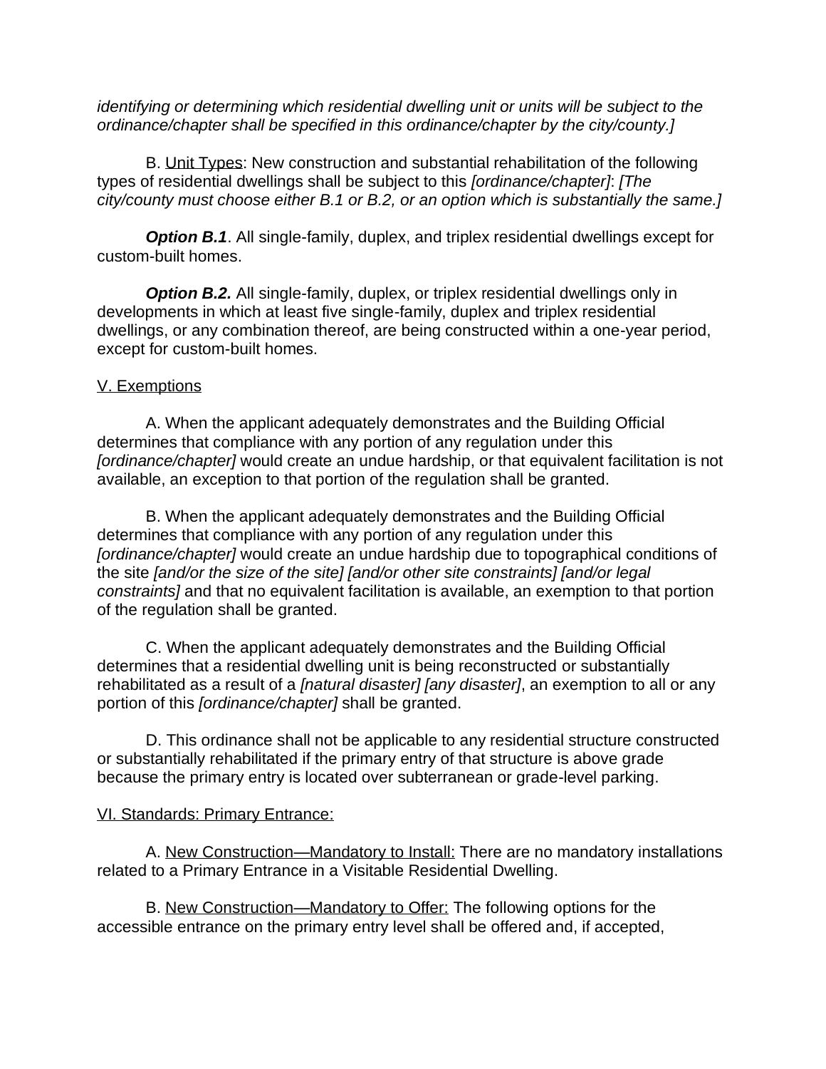*identifying or determining which residential dwelling unit or units will be subject to the ordinance/chapter shall be specified in this ordinance/chapter by the city/county.]*

B. Unit Types: New construction and substantial rehabilitation of the following types of residential dwellings shall be subject to this *[ordinance/chapter]*: *[The city/county must choose either B.1 or B.2, or an option which is substantially the same.]*

***Option B.1***. All single-family, duplex, and triplex residential dwellings except for custom-built homes.

***Option B.2.*** All single-family, duplex, or triplex residential dwellings only in developments in which at least five single-family, duplex and triplex residential dwellings, or any combination thereof, are being constructed within a one-year period, except for custom-built homes.

V. Exemptions

A. When the applicant adequately demonstrates and the Building Official determines that compliance with any portion of any regulation under this *[ordinance/chapter]* would create an undue hardship, or that equivalent facilitation is not available, an exception to that portion of the regulation shall be granted.

B. When the applicant adequately demonstrates and the Building Official determines that compliance with any portion of any regulation under this *[ordinance/chapter]* would create an undue hardship due to topographical conditions of the site *[and/or the size of the site] [and/or other site constraints] [and/or legal constraints]* and that no equivalent facilitation is available, an exemption to that portion of the regulation shall be granted.

C. When the applicant adequately demonstrates and the Building Official determines that a residential dwelling unit is being reconstructed or substantially rehabilitated as a result of a *[natural disaster] [any disaster]*, an exemption to all or any portion of this *[ordinance/chapter]* shall be granted.

D. This ordinance shall not be applicable to any residential structure constructed or substantially rehabilitated if the primary entry of that structure is above grade because the primary entry is located over subterranean or grade-level parking.

VI. Standards: Primary Entrance:

A. New Construction—Mandatory to Install: There are no mandatory installations related to a Primary Entrance in a Visitable Residential Dwelling.

B. New Construction—Mandatory to Offer: The following options for the accessible entrance on the primary entry level shall be offered and, if accepted,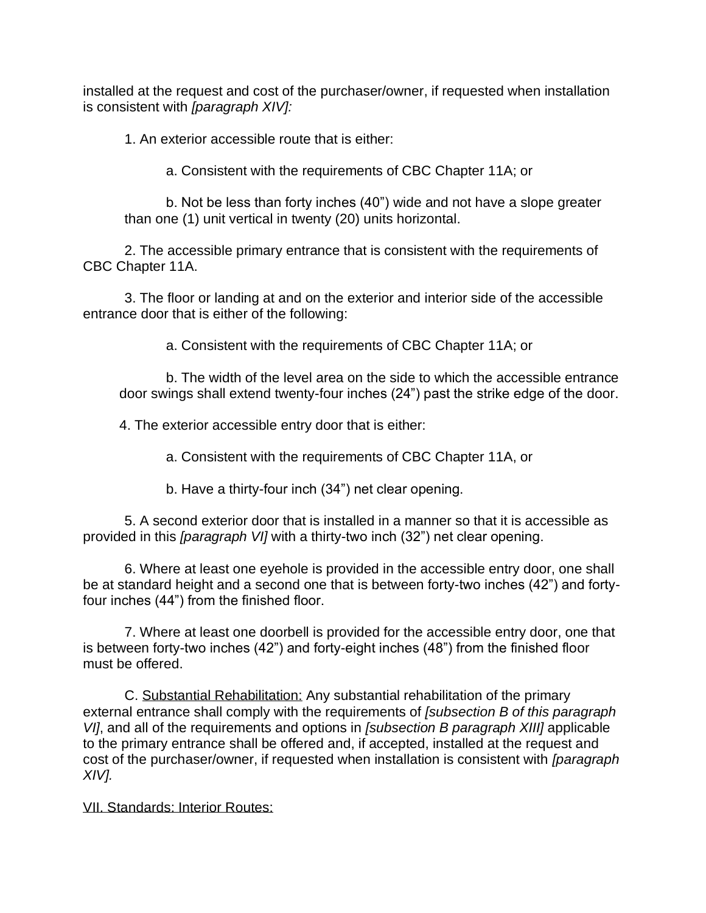installed at the request and cost of the purchaser/owner, if requested when installation is consistent with *[paragraph XIV]:*

1. An exterior accessible route that is either:

   a. Consistent with the requirements of CBC Chapter 11A; or

   b. Not be less than forty inches (40") wide and not have a slope greater than one (1) unit vertical in twenty (20) units horizontal.

2. The accessible primary entrance that is consistent with the requirements of CBC Chapter 11A.

3. The floor or landing at and on the exterior and interior side of the accessible entrance door that is either of the following:

   a. Consistent with the requirements of CBC Chapter 11A; or

   b. The width of the level area on the side to which the accessible entrance door swings shall extend twenty-four inches (24") past the strike edge of the door.

4. The exterior accessible entry door that is either:

   a. Consistent with the requirements of CBC Chapter 11A, or

   b. Have a thirty-four inch (34") net clear opening.

5. A second exterior door that is installed in a manner so that it is accessible as provided in this *[paragraph VI]* with a thirty-two inch (32") net clear opening.

6. Where at least one eyehole is provided in the accessible entry door, one shall be at standard height and a second one that is between forty-two inches (42") and forty-four inches (44") from the finished floor.

7. Where at least one doorbell is provided for the accessible entry door, one that is between forty-two inches (42") and forty-eight inches (48") from the finished floor must be offered.

C. Substantial Rehabilitation: Any substantial rehabilitation of the primary external entrance shall comply with the requirements of *[subsection B of this paragraph VI]*, and all of the requirements and options in *[subsection B paragraph XIII]* applicable to the primary entrance shall be offered and, if accepted, installed at the request and cost of the purchaser/owner, if requested when installation is consistent with *[paragraph XIV].*

VII. Standards: Interior Routes: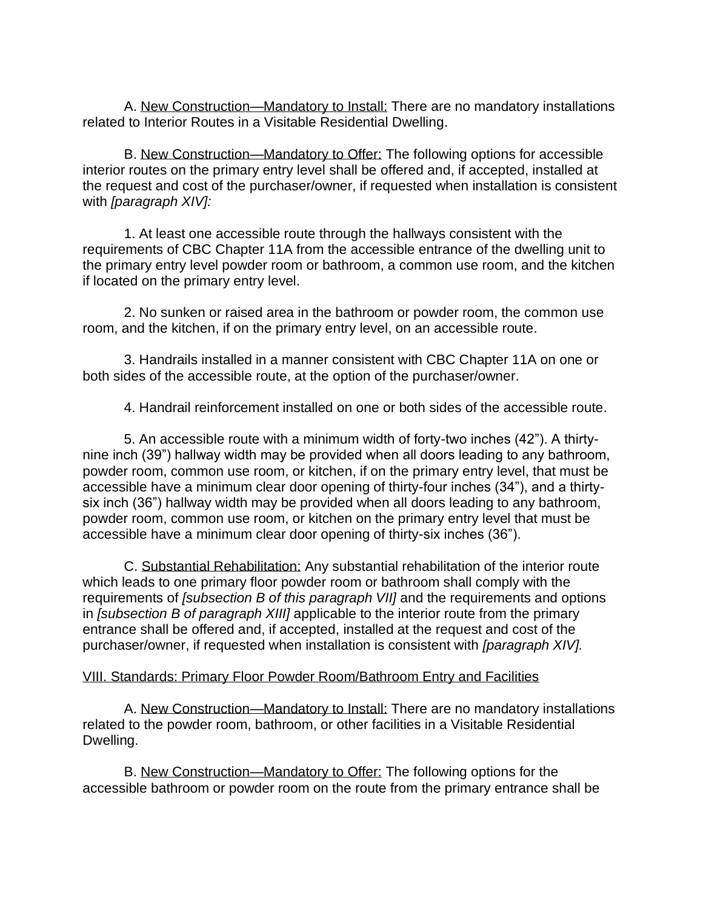A. New Construction—Mandatory to Install: There are no mandatory installations related to Interior Routes in a Visitable Residential Dwelling.

B. New Construction—Mandatory to Offer: The following options for accessible interior routes on the primary entry level shall be offered and, if accepted, installed at the request and cost of the purchaser/owner, if requested when installation is consistent with *[paragraph XIV]:*

1. At least one accessible route through the hallways consistent with the requirements of CBC Chapter 11A from the accessible entrance of the dwelling unit to the primary entry level powder room or bathroom, a common use room, and the kitchen if located on the primary entry level.

2. No sunken or raised area in the bathroom or powder room, the common use room, and the kitchen, if on the primary entry level, on an accessible route.

3. Handrails installed in a manner consistent with CBC Chapter 11A on one or both sides of the accessible route, at the option of the purchaser/owner.

4. Handrail reinforcement installed on one or both sides of the accessible route.

5. An accessible route with a minimum width of forty-two inches (42”). A thirty-nine inch (39”) hallway width may be provided when all doors leading to any bathroom, powder room, common use room, or kitchen, if on the primary entry level, that must be accessible have a minimum clear door opening of thirty-four inches (34”), and a thirty-six inch (36”) hallway width may be provided when all doors leading to any bathroom, powder room, common use room, or kitchen on the primary entry level that must be accessible have a minimum clear door opening of thirty-six inches (36”).

C. Substantial Rehabilitation: Any substantial rehabilitation of the interior route which leads to one primary floor powder room or bathroom shall comply with the requirements of *[subsection B of this paragraph VII]* and the requirements and options in *[subsection B of paragraph XIII]* applicable to the interior route from the primary entrance shall be offered and, if accepted, installed at the request and cost of the purchaser/owner, if requested when installation is consistent with *[paragraph XIV].*

VIII. Standards: Primary Floor Powder Room/Bathroom Entry and Facilities

A. New Construction—Mandatory to Install: There are no mandatory installations related to the powder room, bathroom, or other facilities in a Visitable Residential Dwelling.

B. New Construction—Mandatory to Offer: The following options for the accessible bathroom or powder room on the route from the primary entrance shall be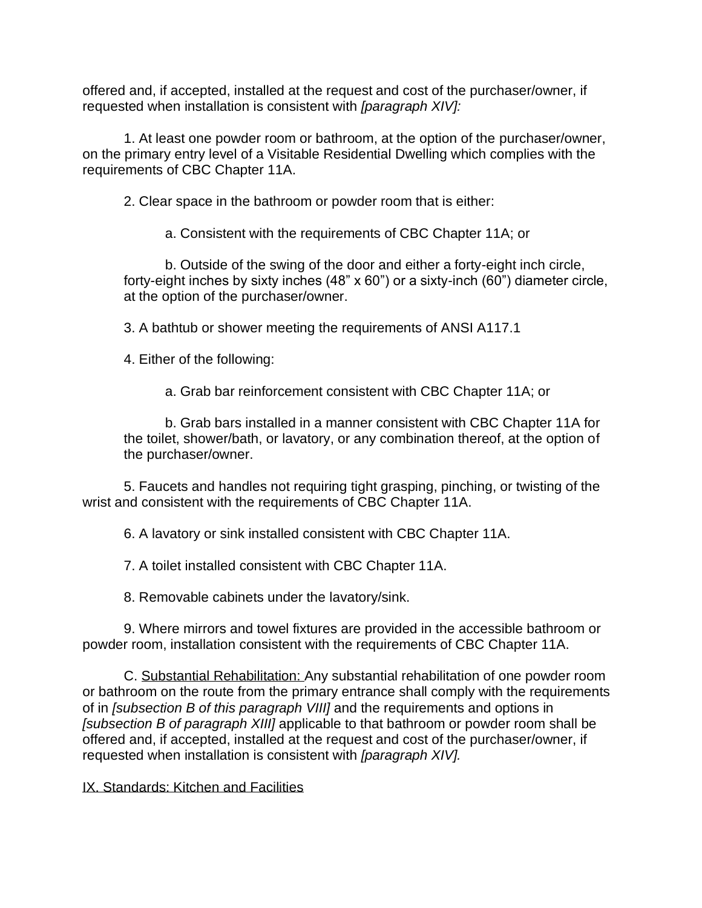offered and, if accepted, installed at the request and cost of the purchaser/owner, if requested when installation is consistent with *[paragraph XIV]:*

1. At least one powder room or bathroom, at the option of the purchaser/owner, on the primary entry level of a Visitable Residential Dwelling which complies with the requirements of CBC Chapter 11A.

2. Clear space in the bathroom or powder room that is either:

   a. Consistent with the requirements of CBC Chapter 11A; or

   b. Outside of the swing of the door and either a forty-eight inch circle, forty-eight inches by sixty inches (48" x 60") or a sixty-inch (60") diameter circle, at the option of the purchaser/owner.

3. A bathtub or shower meeting the requirements of ANSI A117.1

4. Either of the following:

   a. Grab bar reinforcement consistent with CBC Chapter 11A; or

   b. Grab bars installed in a manner consistent with CBC Chapter 11A for the toilet, shower/bath, or lavatory, or any combination thereof, at the option of the purchaser/owner.

5. Faucets and handles not requiring tight grasping, pinching, or twisting of the wrist and consistent with the requirements of CBC Chapter 11A.

6. A lavatory or sink installed consistent with CBC Chapter 11A.

7. A toilet installed consistent with CBC Chapter 11A.

8. Removable cabinets under the lavatory/sink.

9. Where mirrors and towel fixtures are provided in the accessible bathroom or powder room, installation consistent with the requirements of CBC Chapter 11A.

C. <u>Substantial Rehabilitation:</u> Any substantial rehabilitation of one powder room or bathroom on the route from the primary entrance shall comply with the requirements of in *[subsection B of this paragraph VIII]* and the requirements and options in *[subsection B of paragraph XIII]* applicable to that bathroom or powder room shall be offered and, if accepted, installed at the request and cost of the purchaser/owner, if requested when installation is consistent with *[paragraph XIV].*

<u>IX. Standards: Kitchen and Facilities</u>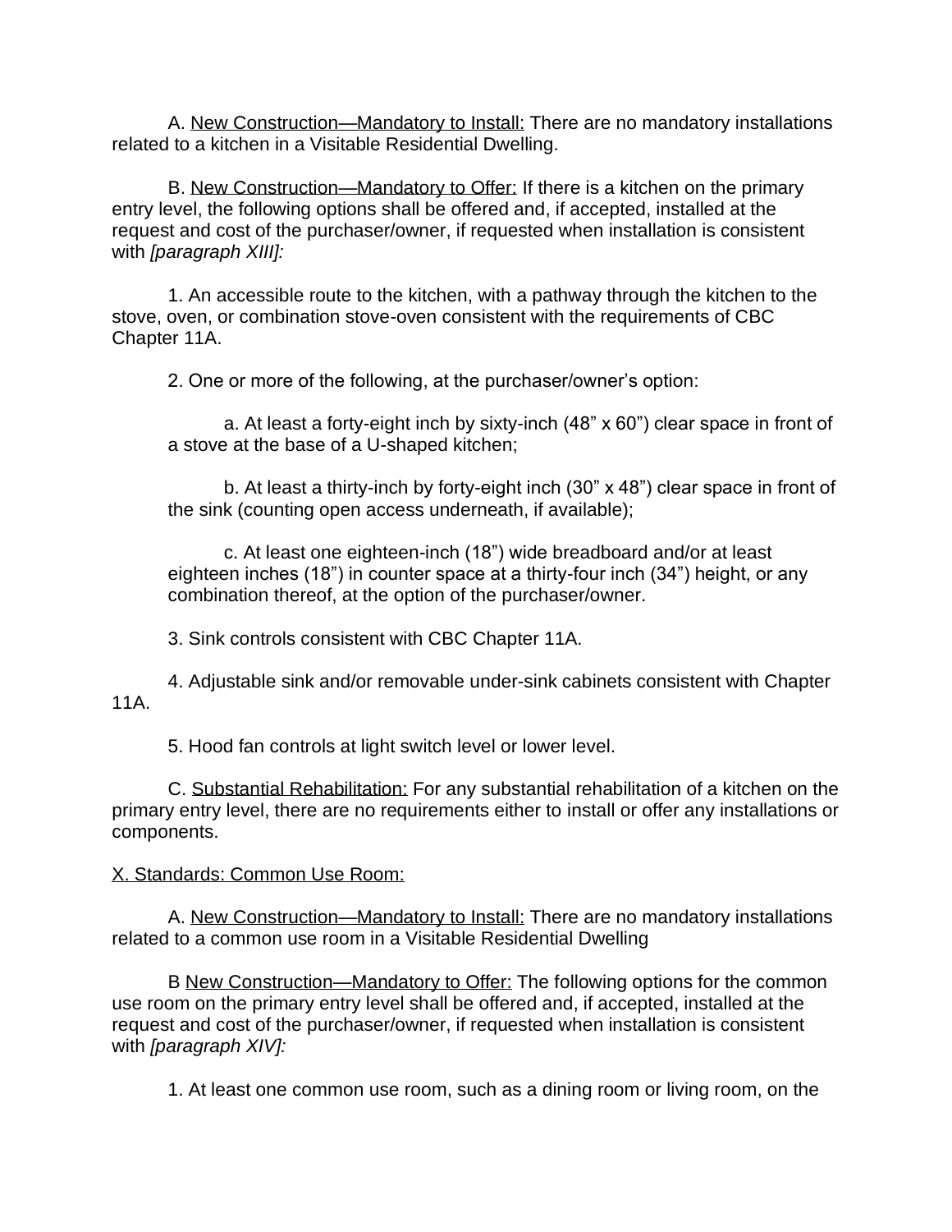A. <u>New Construction—Mandatory to Install:</u> There are no mandatory installations related to a kitchen in a Visitable Residential Dwelling.

B. <u>New Construction—Mandatory to Offer:</u> If there is a kitchen on the primary entry level, the following options shall be offered and, if accepted, installed at the request and cost of the purchaser/owner, if requested when installation is consistent with *[paragraph XIII]:*

1. An accessible route to the kitchen, with a pathway through the kitchen to the stove, oven, or combination stove-oven consistent with the requirements of CBC Chapter 11A.

2. One or more of the following, at the purchaser/owner's option:

   a. At least a forty-eight inch by sixty-inch (48" x 60") clear space in front of a stove at the base of a U-shaped kitchen;

   b. At least a thirty-inch by forty-eight inch (30" x 48") clear space in front of the sink (counting open access underneath, if available);

   c. At least one eighteen-inch (18") wide breadboard and/or at least eighteen inches (18") in counter space at a thirty-four inch (34") height, or any combination thereof, at the option of the purchaser/owner.

3. Sink controls consistent with CBC Chapter 11A.

4. Adjustable sink and/or removable under-sink cabinets consistent with Chapter 11A.

5. Hood fan controls at light switch level or lower level.

C. <u>Substantial Rehabilitation:</u> For any substantial rehabilitation of a kitchen on the primary entry level, there are no requirements either to install or offer any installations or components.

<u>X. Standards: Common Use Room:</u>

A. <u>New Construction—Mandatory to Install:</u> There are no mandatory installations related to a common use room in a Visitable Residential Dwelling

B <u>New Construction—Mandatory to Offer:</u> The following options for the common use room on the primary entry level shall be offered and, if accepted, installed at the request and cost of the purchaser/owner, if requested when installation is consistent with *[paragraph XIV]:*

1. At least one common use room, such as a dining room or living room, on the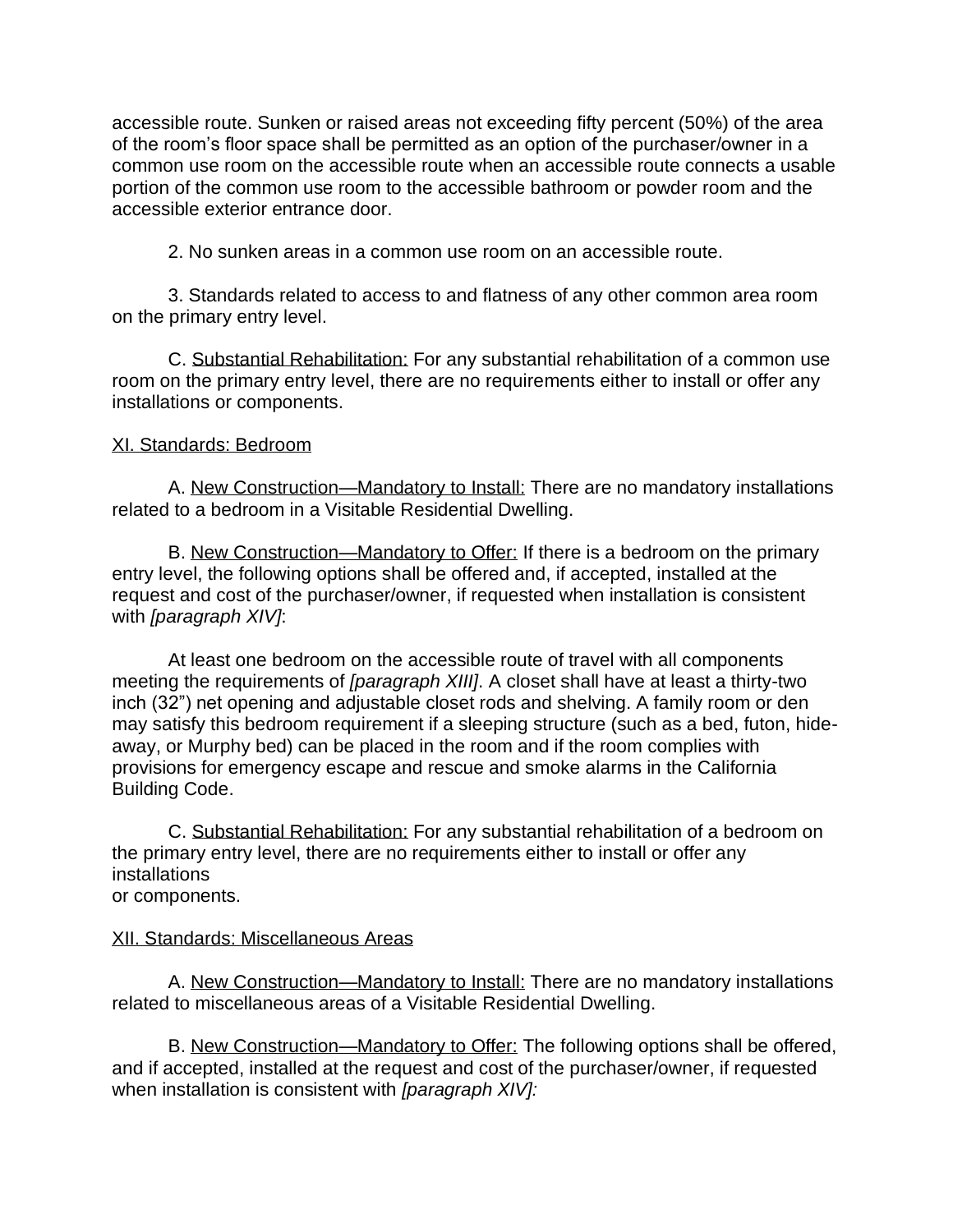accessible route. Sunken or raised areas not exceeding fifty percent (50%) of the area of the room's floor space shall be permitted as an option of the purchaser/owner in a common use room on the accessible route when an accessible route connects a usable portion of the common use room to the accessible bathroom or powder room and the accessible exterior entrance door.

2. No sunken areas in a common use room on an accessible route.

3. Standards related to access to and flatness of any other common area room on the primary entry level.

C. <u>Substantial Rehabilitation:</u> For any substantial rehabilitation of a common use room on the primary entry level, there are no requirements either to install or offer any installations or components.

<u>XI. Standards: Bedroom</u>

A. <u>New Construction—Mandatory to Install:</u> There are no mandatory installations related to a bedroom in a Visitable Residential Dwelling.

B. <u>New Construction—Mandatory to Offer:</u> If there is a bedroom on the primary entry level, the following options shall be offered and, if accepted, installed at the request and cost of the purchaser/owner, if requested when installation is consistent with *[paragraph XIV]*:

At least one bedroom on the accessible route of travel with all components meeting the requirements of *[paragraph XIII]*. A closet shall have at least a thirty-two inch (32") net opening and adjustable closet rods and shelving. A family room or den may satisfy this bedroom requirement if a sleeping structure (such as a bed, futon, hide-away, or Murphy bed) can be placed in the room and if the room complies with provisions for emergency escape and rescue and smoke alarms in the California Building Code.

C. <u>Substantial Rehabilitation:</u> For any substantial rehabilitation of a bedroom on the primary entry level, there are no requirements either to install or offer any installations or components.

<u>XII. Standards: Miscellaneous Areas</u>

A. <u>New Construction—Mandatory to Install:</u> There are no mandatory installations related to miscellaneous areas of a Visitable Residential Dwelling.

B. <u>New Construction—Mandatory to Offer:</u> The following options shall be offered, and if accepted, installed at the request and cost of the purchaser/owner, if requested when installation is consistent with *[paragraph XIV]:*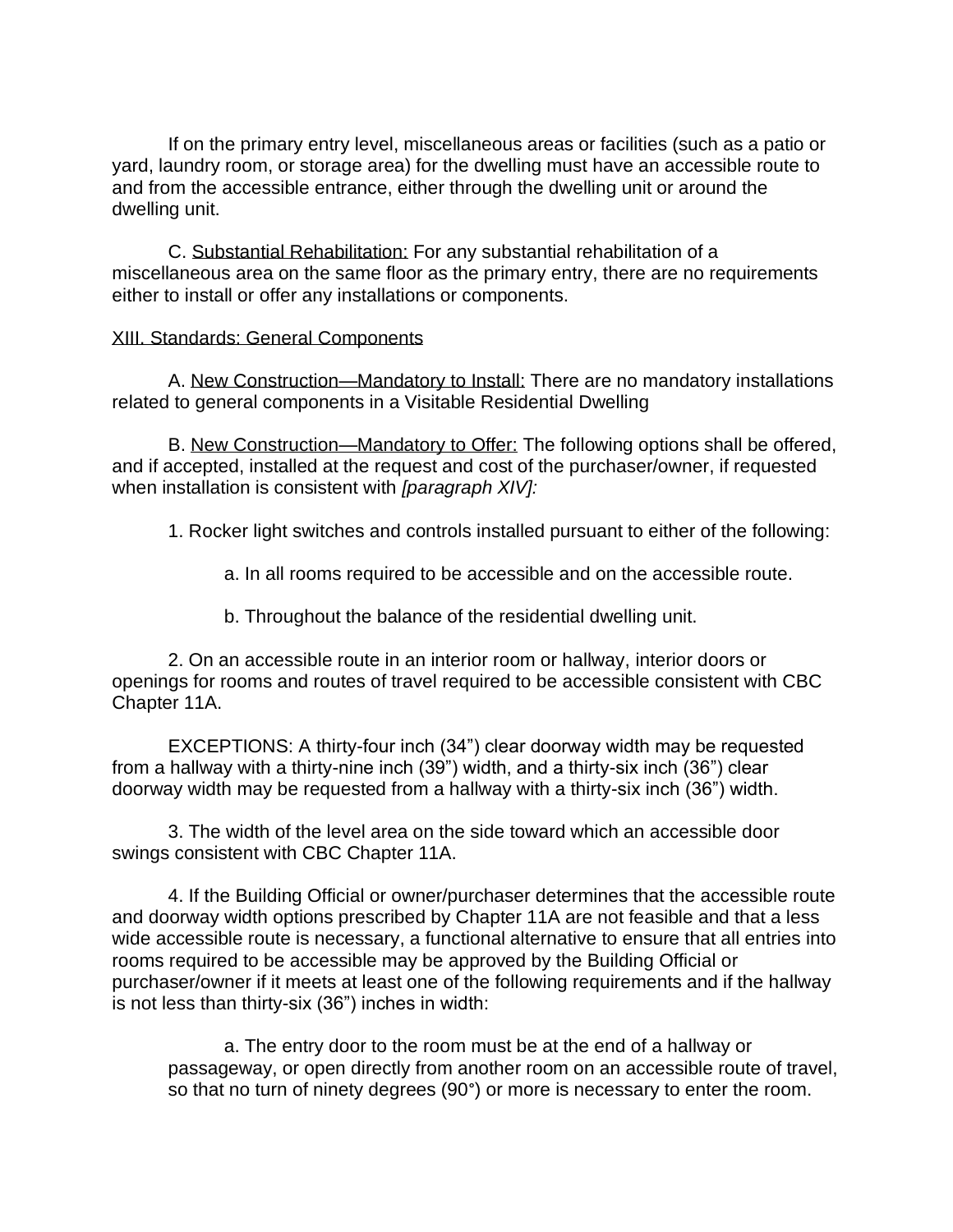If on the primary entry level, miscellaneous areas or facilities (such as a patio or yard, laundry room, or storage area) for the dwelling must have an accessible route to and from the accessible entrance, either through the dwelling unit or around the dwelling unit.

C. Substantial Rehabilitation: For any substantial rehabilitation of a miscellaneous area on the same floor as the primary entry, there are no requirements either to install or offer any installations or components.

XIII. Standards: General Components

A. New Construction—Mandatory to Install: There are no mandatory installations related to general components in a Visitable Residential Dwelling

B. New Construction—Mandatory to Offer: The following options shall be offered, and if accepted, installed at the request and cost of the purchaser/owner, if requested when installation is consistent with *[paragraph XIV]:*

1. Rocker light switches and controls installed pursuant to either of the following:

   a. In all rooms required to be accessible and on the accessible route.

   b. Throughout the balance of the residential dwelling unit.

2. On an accessible route in an interior room or hallway, interior doors or openings for rooms and routes of travel required to be accessible consistent with CBC Chapter 11A.

EXCEPTIONS: A thirty-four inch (34”) clear doorway width may be requested from a hallway with a thirty-nine inch (39”) width, and a thirty-six inch (36”) clear doorway width may be requested from a hallway with a thirty-six inch (36”) width.

3. The width of the level area on the side toward which an accessible door swings consistent with CBC Chapter 11A.

4. If the Building Official or owner/purchaser determines that the accessible route and doorway width options prescribed by Chapter 11A are not feasible and that a less wide accessible route is necessary, a functional alternative to ensure that all entries into rooms required to be accessible may be approved by the Building Official or purchaser/owner if it meets at least one of the following requirements and if the hallway is not less than thirty-six (36”) inches in width:

   a. The entry door to the room must be at the end of a hallway or passageway, or open directly from another room on an accessible route of travel, so that no turn of ninety degrees (90°) or more is necessary to enter the room.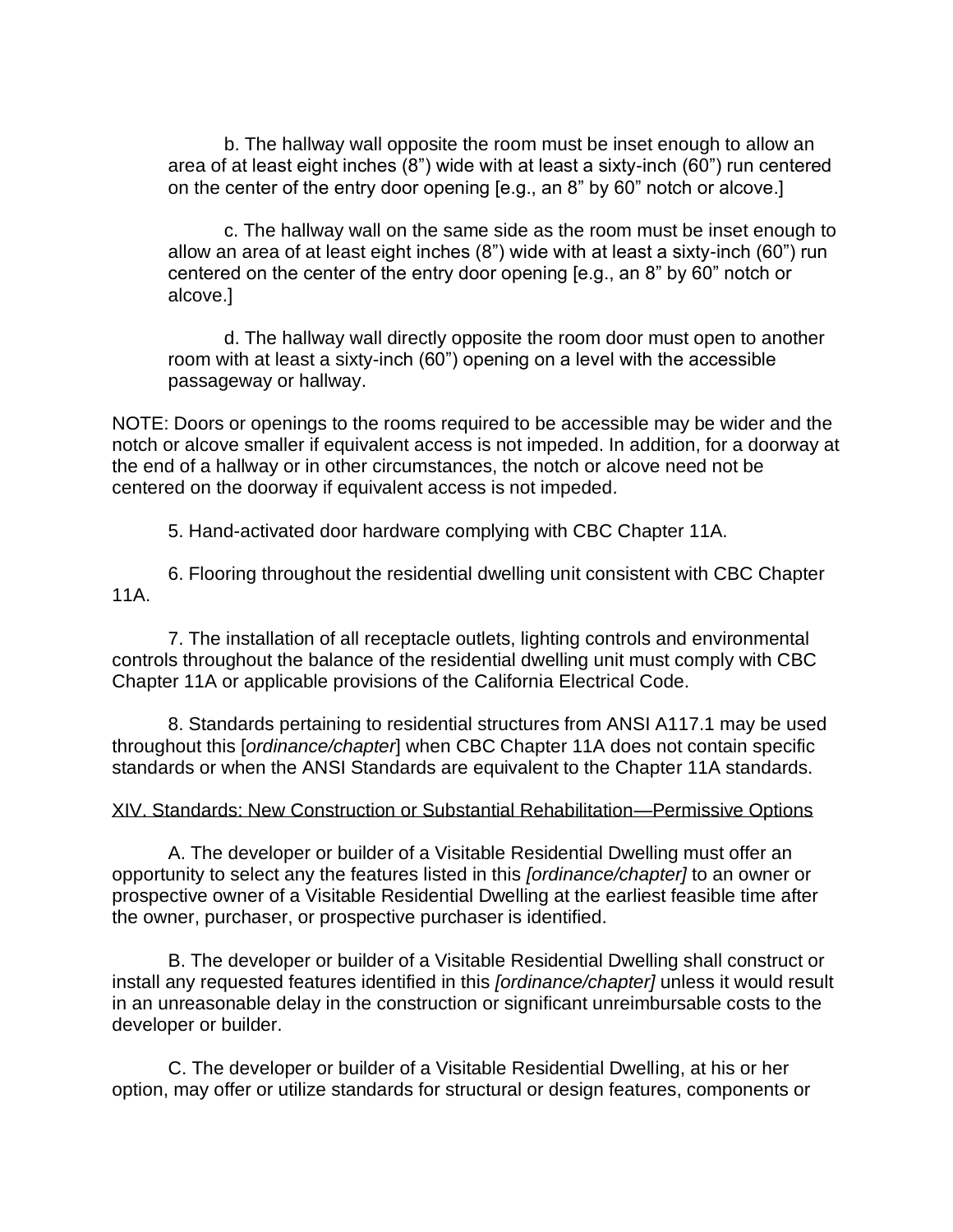b. The hallway wall opposite the room must be inset enough to allow an area of at least eight inches (8”) wide with at least a sixty-inch (60”) run centered on the center of the entry door opening [e.g., an 8” by 60” notch or alcove.]

c. The hallway wall on the same side as the room must be inset enough to allow an area of at least eight inches (8”) wide with at least a sixty-inch (60”) run centered on the center of the entry door opening [e.g., an 8” by 60” notch or alcove.]

d. The hallway wall directly opposite the room door must open to another room with at least a sixty-inch (60”) opening on a level with the accessible passageway or hallway.

NOTE: Doors or openings to the rooms required to be accessible may be wider and the notch or alcove smaller if equivalent access is not impeded. In addition, for a doorway at the end of a hallway or in other circumstances, the notch or alcove need not be centered on the doorway if equivalent access is not impeded.

5. Hand-activated door hardware complying with CBC Chapter 11A.

6. Flooring throughout the residential dwelling unit consistent with CBC Chapter 11A.

7. The installation of all receptacle outlets, lighting controls and environmental controls throughout the balance of the residential dwelling unit must comply with CBC Chapter 11A or applicable provisions of the California Electrical Code.

8. Standards pertaining to residential structures from ANSI A117.1 may be used throughout this [*ordinance/chapter*] when CBC Chapter 11A does not contain specific standards or when the ANSI Standards are equivalent to the Chapter 11A standards.

<u>XIV. Standards: New Construction or Substantial Rehabilitation—Permissive Options</u>

A. The developer or builder of a Visitable Residential Dwelling must offer an opportunity to select any the features listed in this *[ordinance/chapter]* to an owner or prospective owner of a Visitable Residential Dwelling at the earliest feasible time after the owner, purchaser, or prospective purchaser is identified.

B. The developer or builder of a Visitable Residential Dwelling shall construct or install any requested features identified in this *[ordinance/chapter]* unless it would result in an unreasonable delay in the construction or significant unreimbursable costs to the developer or builder.

C. The developer or builder of a Visitable Residential Dwelling, at his or her option, may offer or utilize standards for structural or design features, components or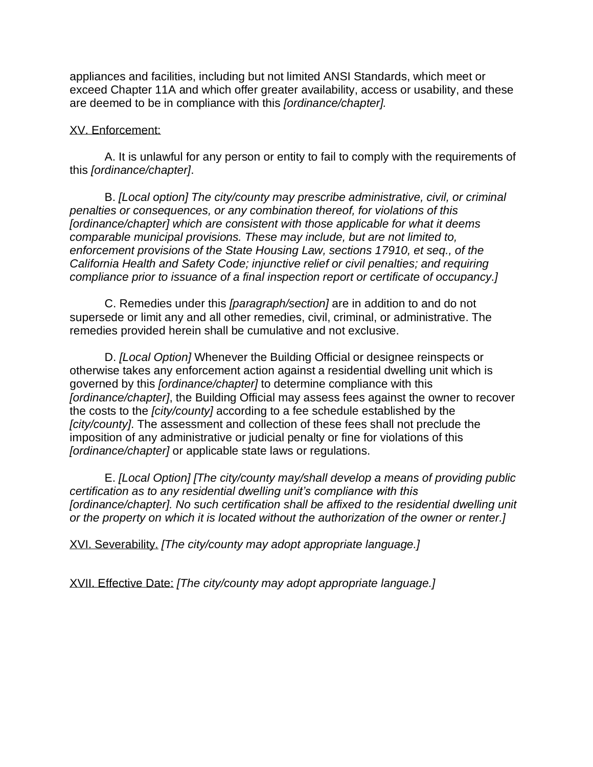appliances and facilities, including but not limited ANSI Standards, which meet or exceed Chapter 11A and which offer greater availability, access or usability, and these are deemed to be in compliance with this *[ordinance/chapter].*

<u>XV. Enforcement:</u>

A. It is unlawful for any person or entity to fail to comply with the requirements of this *[ordinance/chapter]*.

B. *[Local option] The city/county may prescribe administrative, civil, or criminal penalties or consequences, or any combination thereof, for violations of this [ordinance/chapter] which are consistent with those applicable for what it deems comparable municipal provisions. These may include, but are not limited to, enforcement provisions of the State Housing Law, sections 17910, et seq., of the California Health and Safety Code; injunctive relief or civil penalties; and requiring compliance prior to issuance of a final inspection report or certificate of occupancy.]*

C. Remedies under this *[paragraph/section]* are in addition to and do not supersede or limit any and all other remedies, civil, criminal, or administrative. The remedies provided herein shall be cumulative and not exclusive.

D. *[Local Option]* Whenever the Building Official or designee reinspects or otherwise takes any enforcement action against a residential dwelling unit which is governed by this *[ordinance/chapter]* to determine compliance with this *[ordinance/chapter]*, the Building Official may assess fees against the owner to recover the costs to the *[city/county]* according to a fee schedule established by the *[city/county]*. The assessment and collection of these fees shall not preclude the imposition of any administrative or judicial penalty or fine for violations of this *[ordinance/chapter]* or applicable state laws or regulations.

E. *[Local Option] [The city/county may/shall develop a means of providing public certification as to any residential dwelling unit's compliance with this [ordinance/chapter]. No such certification shall be affixed to the residential dwelling unit or the property on which it is located without the authorization of the owner or renter.]*

<u>XVI. Severability.</u> *[The city/county may adopt appropriate language.]*

<u>XVII. Effective Date:</u> *[The city/county may adopt appropriate language.]*